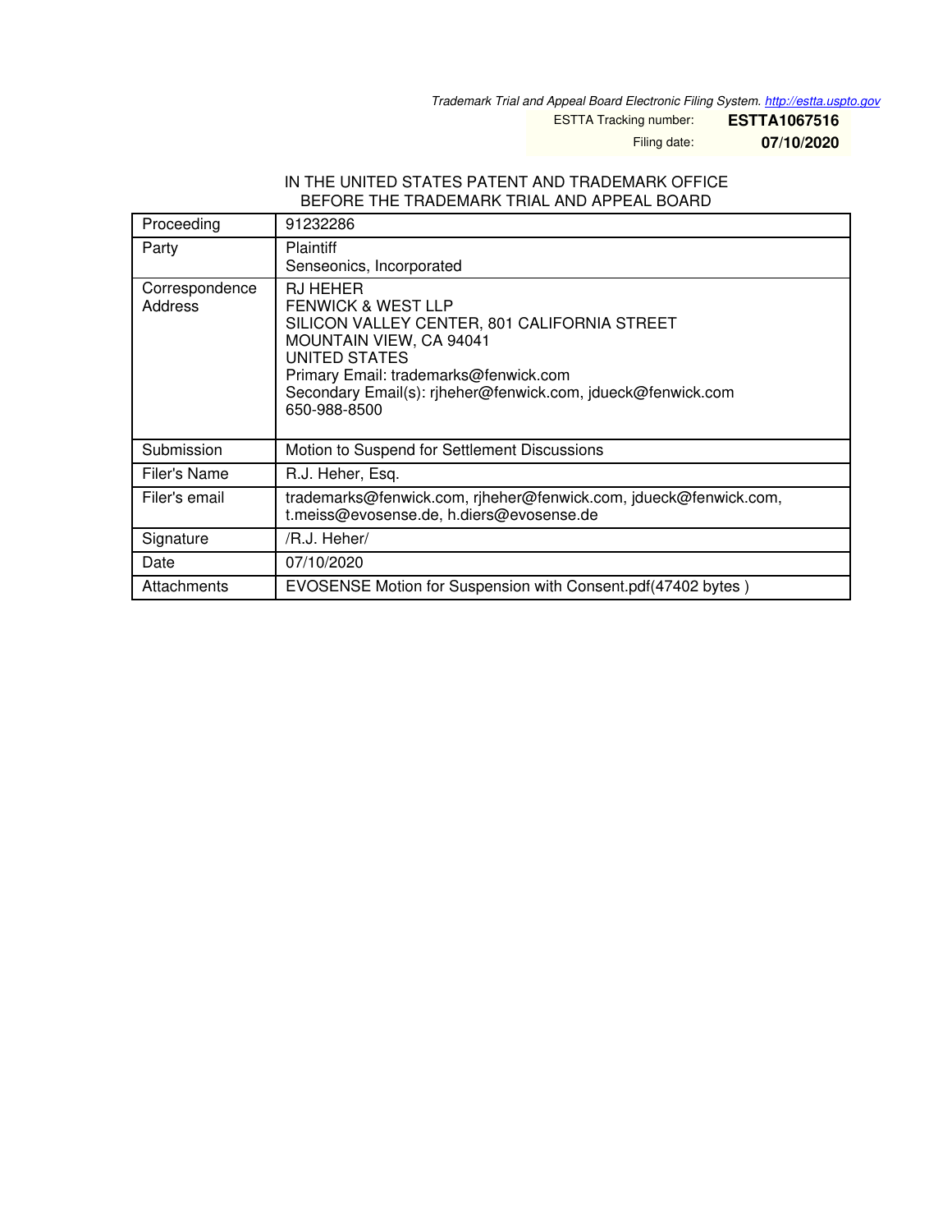*Trademark Trial and Appeal Board Electronic Filing System. http://estta.uspto.gov*

ESTTA Tracking number: **ESTTA1067516**

Filing date: **07/10/2020**

IN THE UNITED STATES PATENT AND TRADEMARK OFFICE
BEFORE THE TRADEMARK TRIAL AND APPEAL BOARD

| Proceeding | 91232286 |
|---|---|
| Party | Plaintiff<br>Senseonics, Incorporated |
| Correspondence Address | RJ HEHER<br>FENWICK & WEST LLP<br>SILICON VALLEY CENTER, 801 CALIFORNIA STREET<br>MOUNTAIN VIEW, CA 94041<br>UNITED STATES<br>Primary Email: trademarks@fenwick.com<br>Secondary Email(s): rjheher@fenwick.com, jdueck@fenwick.com<br>650-988-8500 |
| Submission | Motion to Suspend for Settlement Discussions |
| Filer's Name | R.J. Heher, Esq. |
| Filer's email | trademarks@fenwick.com, rjheher@fenwick.com, jdueck@fenwick.com, t.meiss@evosense.de, h.diers@evosense.de |
| Signature | /R.J. Heher/ |
| Date | 07/10/2020 |
| Attachments | EVOSENSE Motion for Suspension with Consent.pdf(47402 bytes ) |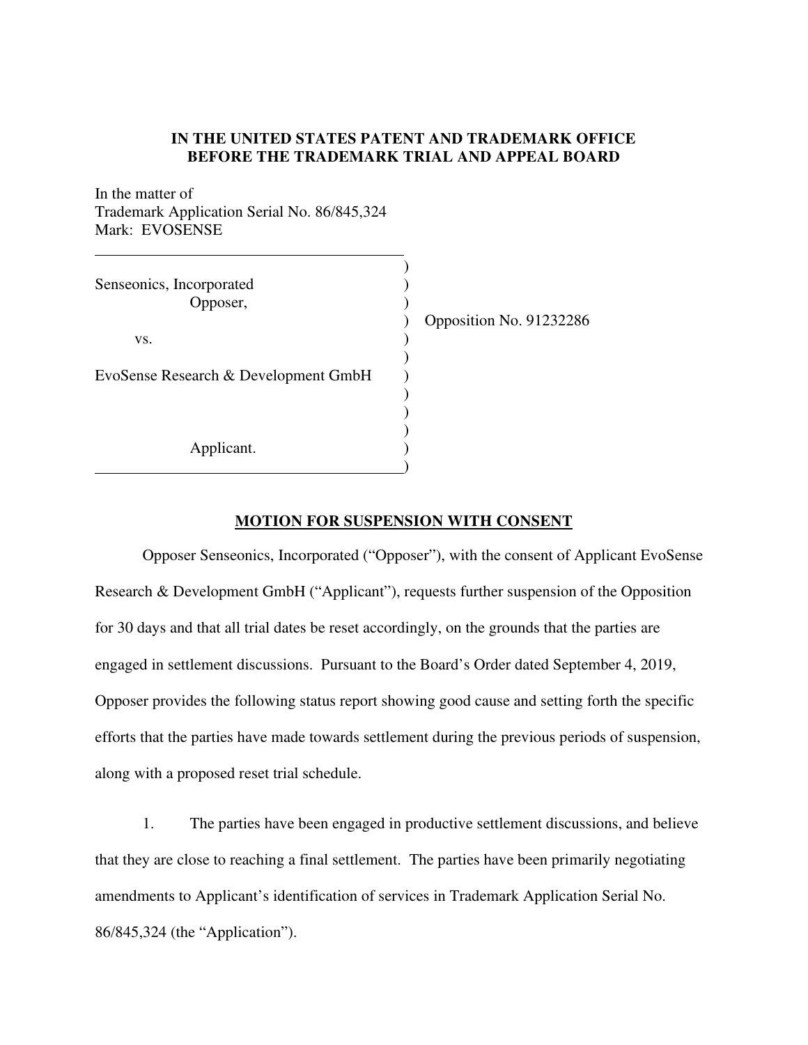**IN THE UNITED STATES PATENT AND TRADEMARK OFFICE**
**BEFORE THE TRADEMARK TRIAL AND APPEAL BOARD**

In the matter of
Trademark Application Serial No. 86/845,324
Mark: EVOSENSE

| | |
|---|---|
| Senseonics, Incorporated<br>Opposer,<br><br>vs.<br><br>EvoSense Research & Development GmbH<br><br>Applicant. | Opposition No. 91232286 |

## MOTION FOR SUSPENSION WITH CONSENT

Opposer Senseonics, Incorporated ("Opposer"), with the consent of Applicant EvoSense Research & Development GmbH ("Applicant"), requests further suspension of the Opposition for 30 days and that all trial dates be reset accordingly, on the grounds that the parties are engaged in settlement discussions. Pursuant to the Board's Order dated September 4, 2019, Opposer provides the following status report showing good cause and setting forth the specific efforts that the parties have made towards settlement during the previous periods of suspension, along with a proposed reset trial schedule.

1. The parties have been engaged in productive settlement discussions, and believe that they are close to reaching a final settlement. The parties have been primarily negotiating amendments to Applicant's identification of services in Trademark Application Serial No. 86/845,324 (the "Application").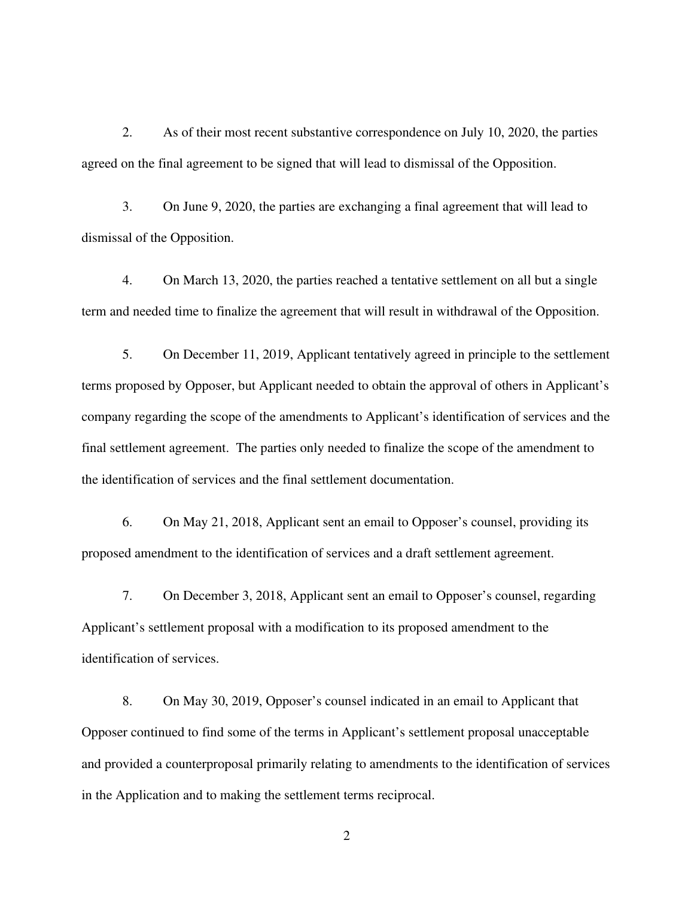2. As of their most recent substantive correspondence on July 10, 2020, the parties agreed on the final agreement to be signed that will lead to dismissal of the Opposition.

3. On June 9, 2020, the parties are exchanging a final agreement that will lead to dismissal of the Opposition.

4. On March 13, 2020, the parties reached a tentative settlement on all but a single term and needed time to finalize the agreement that will result in withdrawal of the Opposition.

5. On December 11, 2019, Applicant tentatively agreed in principle to the settlement terms proposed by Opposer, but Applicant needed to obtain the approval of others in Applicant's company regarding the scope of the amendments to Applicant's identification of services and the final settlement agreement. The parties only needed to finalize the scope of the amendment to the identification of services and the final settlement documentation.

6. On May 21, 2018, Applicant sent an email to Opposer's counsel, providing its proposed amendment to the identification of services and a draft settlement agreement.

7. On December 3, 2018, Applicant sent an email to Opposer's counsel, regarding Applicant's settlement proposal with a modification to its proposed amendment to the identification of services.

8. On May 30, 2019, Opposer's counsel indicated in an email to Applicant that Opposer continued to find some of the terms in Applicant's settlement proposal unacceptable and provided a counterproposal primarily relating to amendments to the identification of services in the Application and to making the settlement terms reciprocal.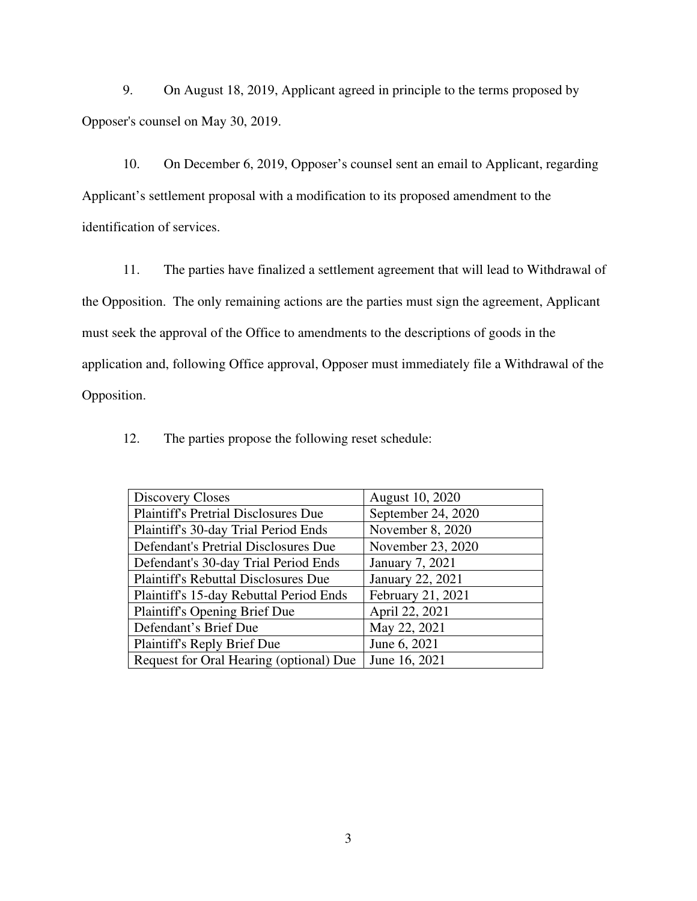9. On August 18, 2019, Applicant agreed in principle to the terms proposed by Opposer's counsel on May 30, 2019.

10. On December 6, 2019, Opposer's counsel sent an email to Applicant, regarding Applicant's settlement proposal with a modification to its proposed amendment to the identification of services.

11. The parties have finalized a settlement agreement that will lead to Withdrawal of the Opposition. The only remaining actions are the parties must sign the agreement, Applicant must seek the approval of the Office to amendments to the descriptions of goods in the application and, following Office approval, Opposer must immediately file a Withdrawal of the Opposition.

12. The parties propose the following reset schedule:

| | |
|---|---|
| Discovery Closes | August 10, 2020 |
| Plaintiff's Pretrial Disclosures Due | September 24, 2020 |
| Plaintiff's 30-day Trial Period Ends | November 8, 2020 |
| Defendant's Pretrial Disclosures Due | November 23, 2020 |
| Defendant's 30-day Trial Period Ends | January 7, 2021 |
| Plaintiff's Rebuttal Disclosures Due | January 22, 2021 |
| Plaintiff's 15-day Rebuttal Period Ends | February 21, 2021 |
| Plaintiff's Opening Brief Due | April 22, 2021 |
| Defendant's Brief Due | May 22, 2021 |
| Plaintiff's Reply Brief Due | June 6, 2021 |
| Request for Oral Hearing (optional) Due | June 16, 2021 |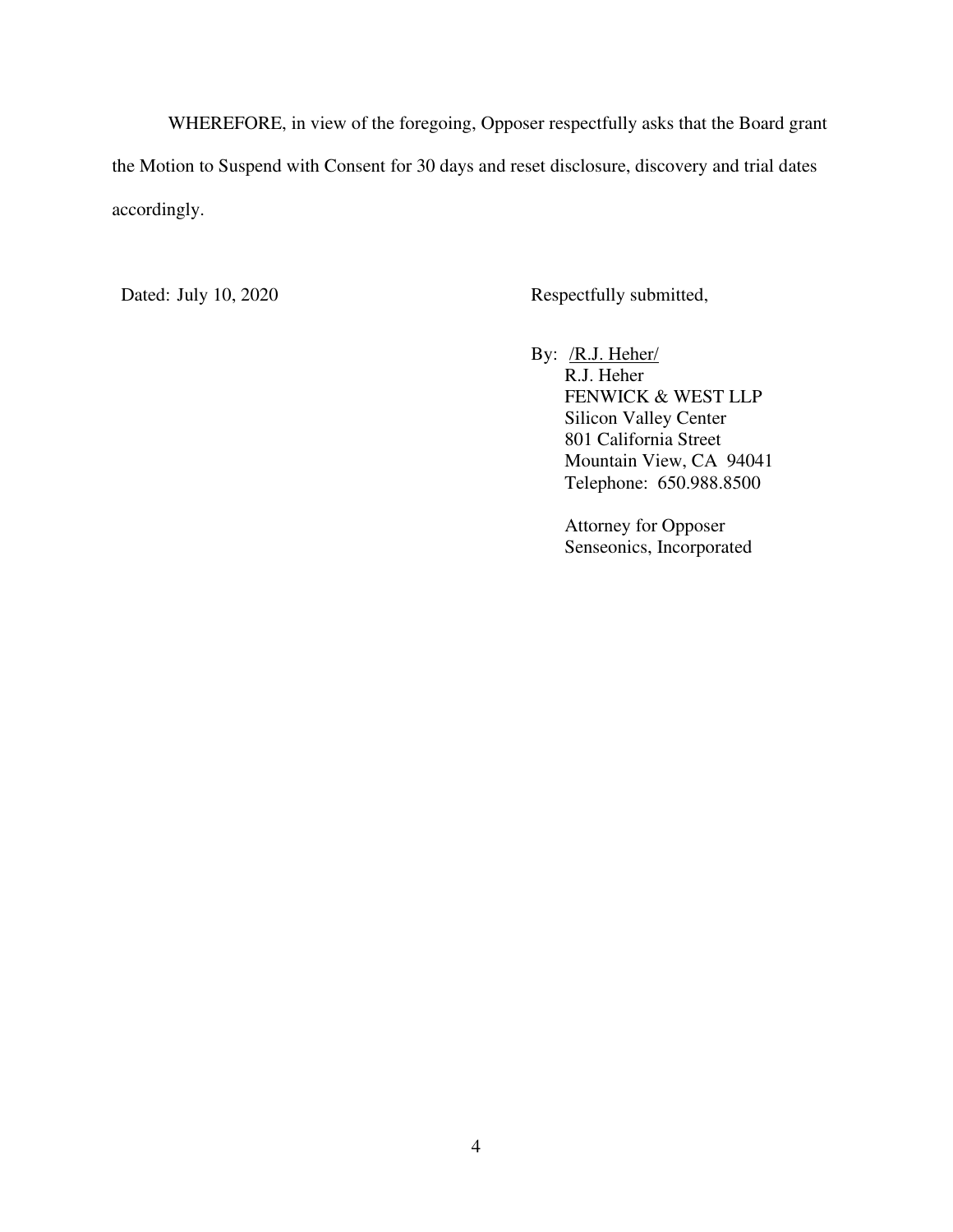WHEREFORE, in view of the foregoing, Opposer respectfully asks that the Board grant the Motion to Suspend with Consent for 30 days and reset disclosure, discovery and trial dates accordingly.

Dated: July 10, 2020

Respectfully submitted,

By: /R.J. Heher/
R.J. Heher
FENWICK & WEST LLP
Silicon Valley Center
801 California Street
Mountain View, CA 94041
Telephone: 650.988.8500

Attorney for Opposer
Senseonics, Incorporated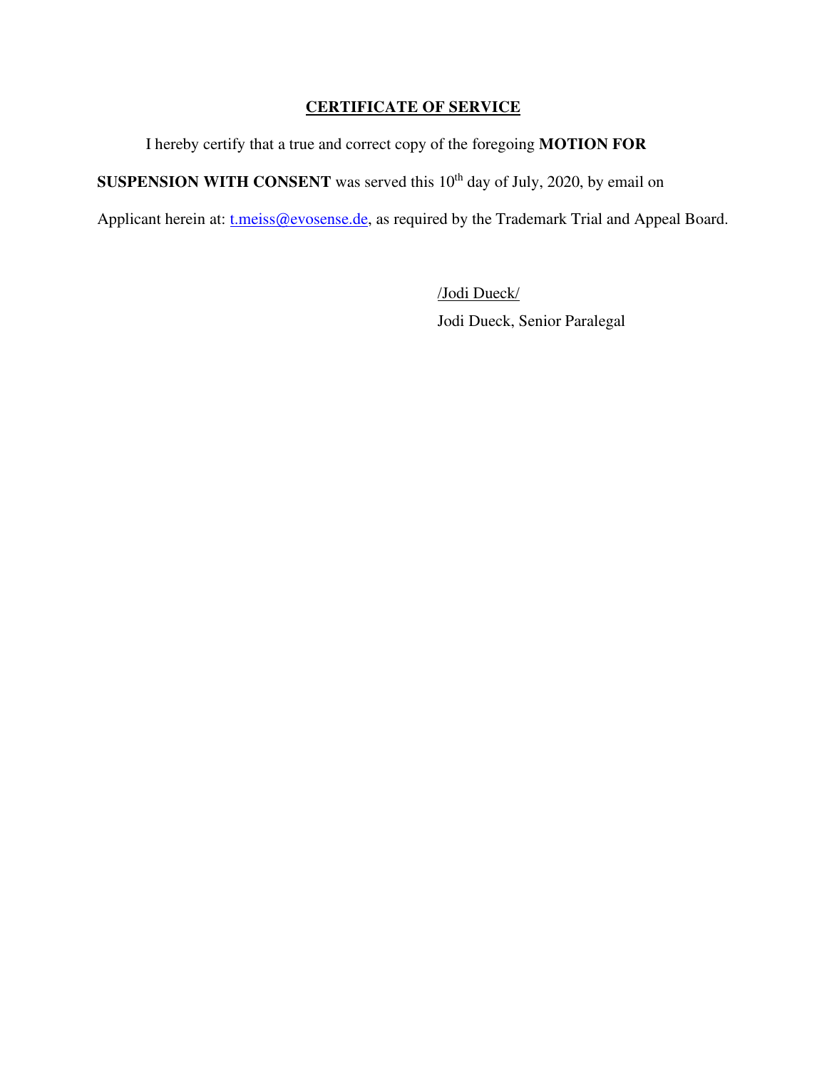## CERTIFICATE OF SERVICE

I hereby certify that a true and correct copy of the foregoing **MOTION FOR SUSPENSION WITH CONSENT** was served this 10th day of July, 2020, by email on Applicant herein at: t.meiss@evosense.de, as required by the Trademark Trial and Appeal Board.

/Jodi Dueck/

Jodi Dueck, Senior Paralegal